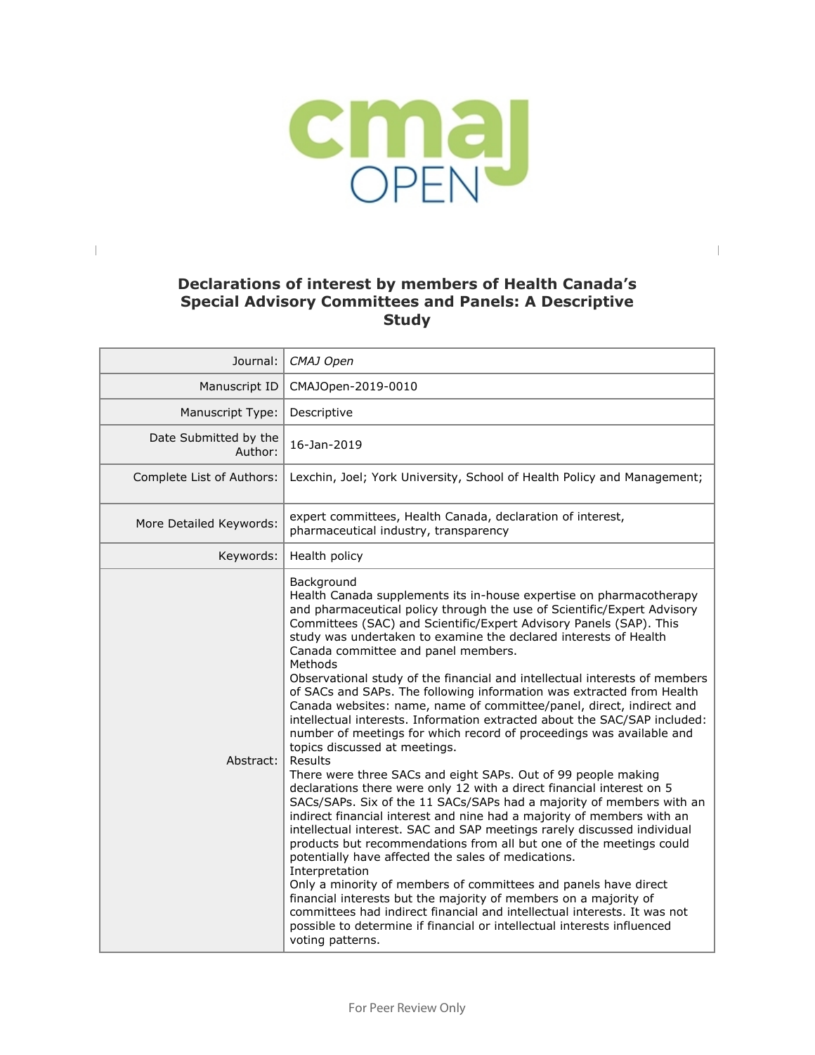# Declarations of interest by members of Health Canada's Special Advisory Committees and Panels: A Descriptive Study

| | |
|---|---|
| Journal: | *CMAJ Open* |
| Manuscript ID | CMAJOpen-2019-0010 |
| Manuscript Type: | Descriptive |
| Date Submitted by the Author: | 16-Jan-2019 |
| Complete List of Authors: | Lexchin, Joel; York University, School of Health Policy and Management; |
| More Detailed Keywords: | expert committees, Health Canada, declaration of interest, pharmaceutical industry, transparency |
| Keywords: | Health policy |
| Abstract: | Background<br>Health Canada supplements its in-house expertise on pharmacotherapy and pharmaceutical policy through the use of Scientific/Expert Advisory Committees (SAC) and Scientific/Expert Advisory Panels (SAP). This study was undertaken to examine the declared interests of Health Canada committee and panel members.<br>Methods<br>Observational study of the financial and intellectual interests of members of SACs and SAPs. The following information was extracted from Health Canada websites: name, name of committee/panel, direct, indirect and intellectual interests. Information extracted about the SAC/SAP included: number of meetings for which record of proceedings was available and topics discussed at meetings.<br>Results<br>There were three SACs and eight SAPs. Out of 99 people making declarations there were only 12 with a direct financial interest on 5 SACs/SAPs. Six of the 11 SACs/SAPs had a majority of members with an indirect financial interest and nine had a majority of members with an intellectual interest. SAC and SAP meetings rarely discussed individual products but recommendations from all but one of the meetings could potentially have affected the sales of medications.<br>Interpretation<br>Only a minority of members of committees and panels have direct financial interests but the majority of members on a majority of committees had indirect financial and intellectual interests. It was not possible to determine if financial or intellectual interests influenced voting patterns. |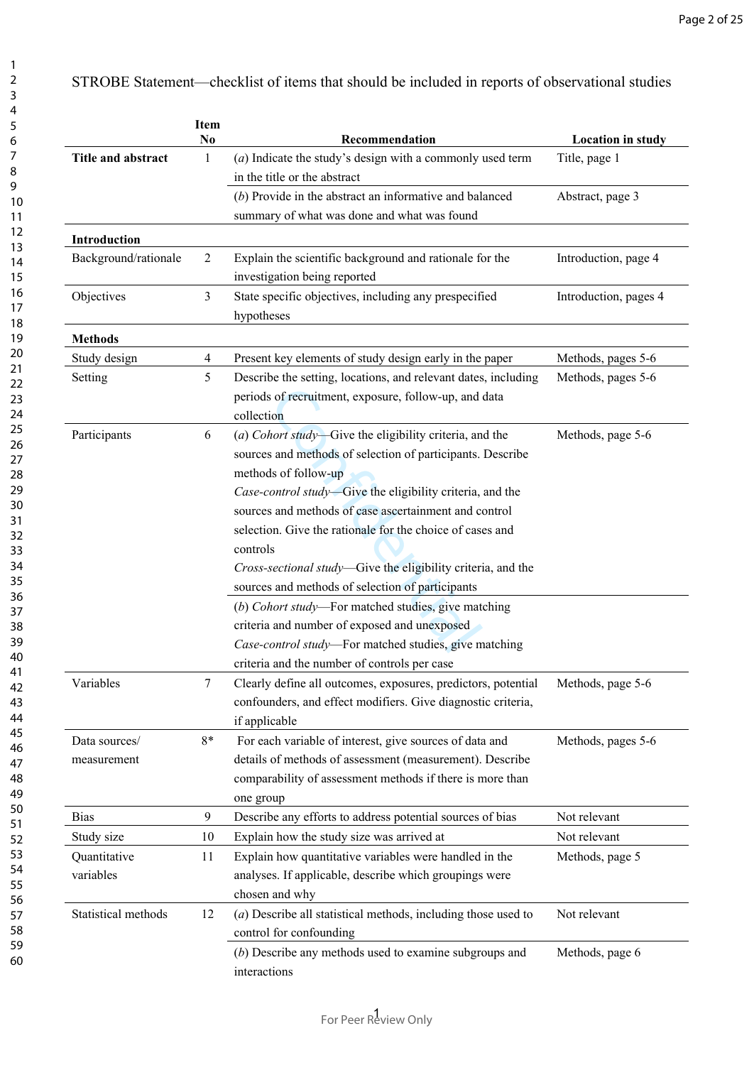STROBE Statement—checklist of items that should be included in reports of observational studies

| | Item No | Recommendation | Location in study |
|---|---|---|---|
| **Title and abstract** | 1 | (*a*) Indicate the study's design with a commonly used term in the title or the abstract | Title, page 1 |
| | | (*b*) Provide in the abstract an informative and balanced summary of what was done and what was found | Abstract, page 3 |
| **Introduction** | | | |
| Background/rationale | 2 | Explain the scientific background and rationale for the investigation being reported | Introduction, page 4 |
| Objectives | 3 | State specific objectives, including any prespecified hypotheses | Introduction, pages 4 |
| **Methods** | | | |
| Study design | 4 | Present key elements of study design early in the paper | Methods, pages 5-6 |
| Setting | 5 | Describe the setting, locations, and relevant dates, including periods of recruitment, exposure, follow-up, and data collection | Methods, pages 5-6 |
| Participants | 6 | (*a*) *Cohort study*—Give the eligibility criteria, and the sources and methods of selection of participants. Describe methods of follow-up<br>*Case-control study*—Give the eligibility criteria, and the sources and methods of case ascertainment and control selection. Give the rationale for the choice of cases and controls<br>*Cross-sectional study*—Give the eligibility criteria, and the sources and methods of selection of participants | Methods, page 5-6 |
| | | (*b*) *Cohort study*—For matched studies, give matching criteria and number of exposed and unexposed<br>*Case-control study*—For matched studies, give matching criteria and the number of controls per case | |
| Variables | 7 | Clearly define all outcomes, exposures, predictors, potential confounders, and effect modifiers. Give diagnostic criteria, if applicable | Methods, page 5-6 |
| Data sources/ measurement | 8* | For each variable of interest, give sources of data and details of methods of assessment (measurement). Describe comparability of assessment methods if there is more than one group | Methods, pages 5-6 |
| Bias | 9 | Describe any efforts to address potential sources of bias | Not relevant |
| Study size | 10 | Explain how the study size was arrived at | Not relevant |
| Quantitative variables | 11 | Explain how quantitative variables were handled in the analyses. If applicable, describe which groupings were chosen and why | Methods, page 5 |
| Statistical methods | 12 | (*a*) Describe all statistical methods, including those used to control for confounding | Not relevant |
| | | (*b*) Describe any methods used to examine subgroups and interactions | Methods, page 6 |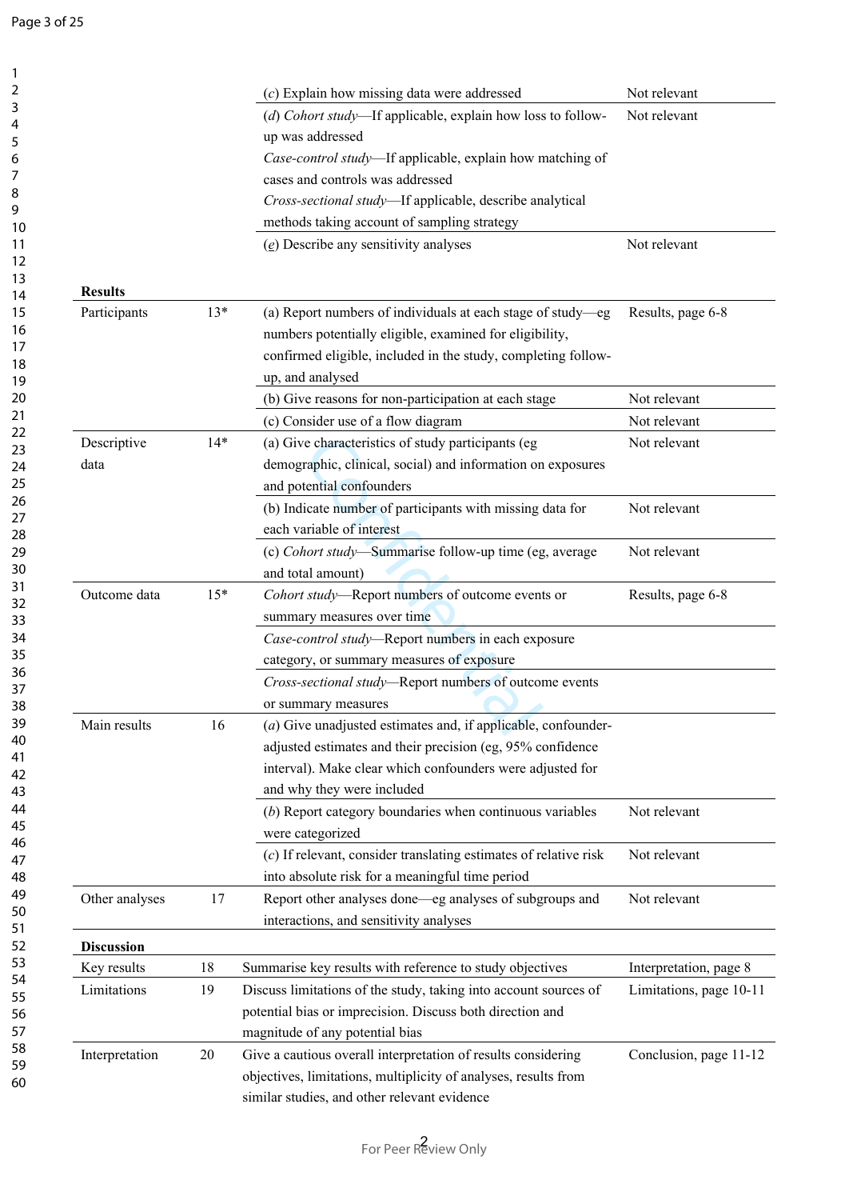| | | | |
|---|---|---|---|
| | | (*c*) Explain how missing data were addressed | Not relevant |
| | | (*d*) *Cohort study*—If applicable, explain how loss to follow-up was addressed<br>*Case-control study*—If applicable, explain how matching of cases and controls was addressed<br>*Cross-sectional study*—If applicable, describe analytical methods taking account of sampling strategy | Not relevant |
| | | (*e*) Describe any sensitivity analyses | Not relevant |
| **Results** | | | |
| Participants | 13* | (a) Report numbers of individuals at each stage of study—eg numbers potentially eligible, examined for eligibility, confirmed eligible, included in the study, completing follow-up, and analysed | Results, page 6-8 |
| | | (b) Give reasons for non-participation at each stage | Not relevant |
| | | (c) Consider use of a flow diagram | Not relevant |
| Descriptive data | 14* | (a) Give characteristics of study participants (eg demographic, clinical, social) and information on exposures and potential confounders | Not relevant |
| | | (b) Indicate number of participants with missing data for each variable of interest | Not relevant |
| | | (c) *Cohort study*—Summarise follow-up time (eg, average and total amount) | Not relevant |
| Outcome data | 15* | *Cohort study*—Report numbers of outcome events or summary measures over time | Results, page 6-8 |
| | | *Case-control study*—Report numbers in each exposure category, or summary measures of exposure | |
| | | *Cross-sectional study*—Report numbers of outcome events or summary measures | |
| Main results | 16 | (*a*) Give unadjusted estimates and, if applicable, confounder-adjusted estimates and their precision (eg, 95% confidence interval). Make clear which confounders were adjusted for and why they were included | |
| | | (*b*) Report category boundaries when continuous variables were categorized | Not relevant |
| | | (*c*) If relevant, consider translating estimates of relative risk into absolute risk for a meaningful time period | Not relevant |
| Other analyses | 17 | Report other analyses done—eg analyses of subgroups and interactions, and sensitivity analyses | Not relevant |
| **Discussion** | | | |
| Key results | 18 | Summarise key results with reference to study objectives | Interpretation, page 8 |
| Limitations | 19 | Discuss limitations of the study, taking into account sources of potential bias or imprecision. Discuss both direction and magnitude of any potential bias | Limitations, page 10-11 |
| Interpretation | 20 | Give a cautious overall interpretation of results considering objectives, limitations, multiplicity of analyses, results from similar studies, and other relevant evidence | Conclusion, page 11-12 |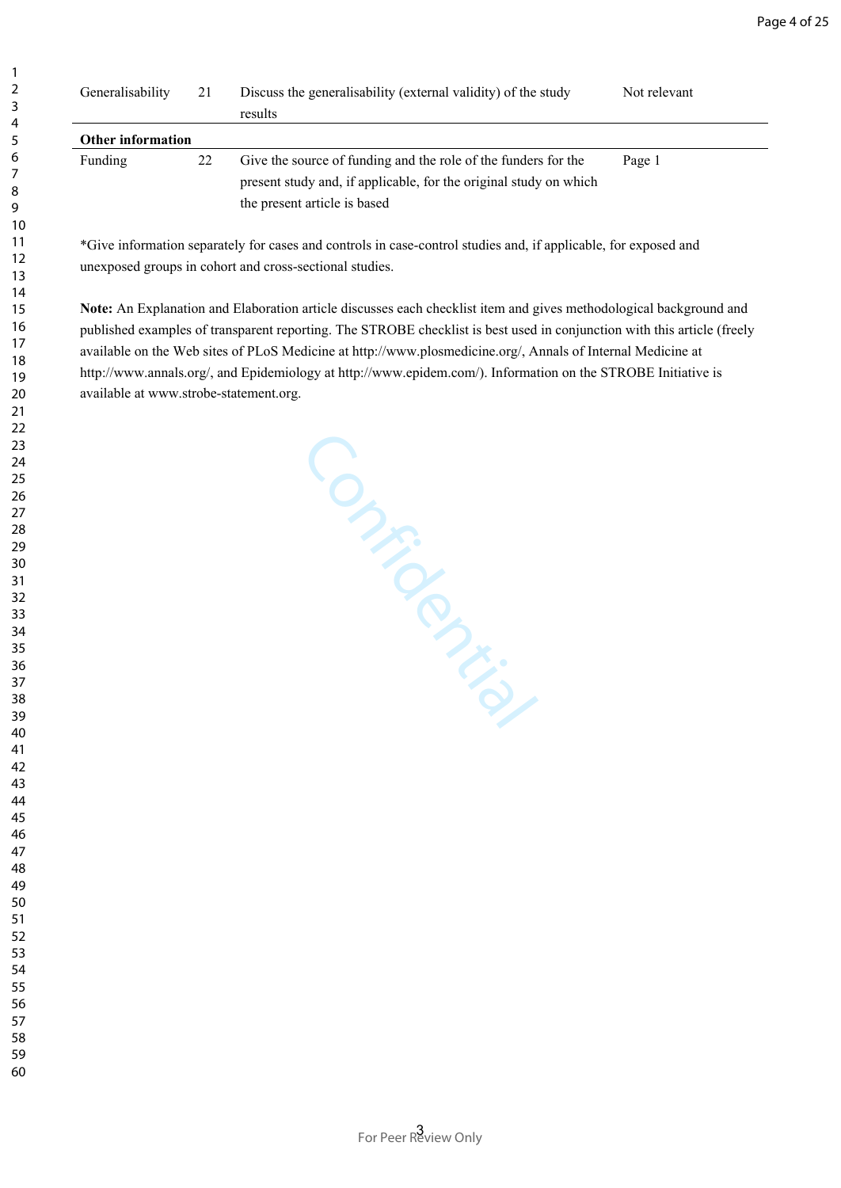| | | | |
|---|---|---|---|
| Generalisability | 21 | Discuss the generalisability (external validity) of the study results | Not relevant |
| **Other information** | | | |
| Funding | 22 | Give the source of funding and the role of the funders for the present study and, if applicable, for the original study on which the present article is based | Page 1 |

*Give information separately for cases and controls in case-control studies and, if applicable, for exposed and unexposed groups in cohort and cross-sectional studies.

**Note:** An Explanation and Elaboration article discusses each checklist item and gives methodological background and published examples of transparent reporting. The STROBE checklist is best used in conjunction with this article (freely available on the Web sites of PLoS Medicine at http://www.plosmedicine.org/, Annals of Internal Medicine at http://www.annals.org/, and Epidemiology at http://www.epidem.com/). Information on the STROBE Initiative is available at www.strobe-statement.org.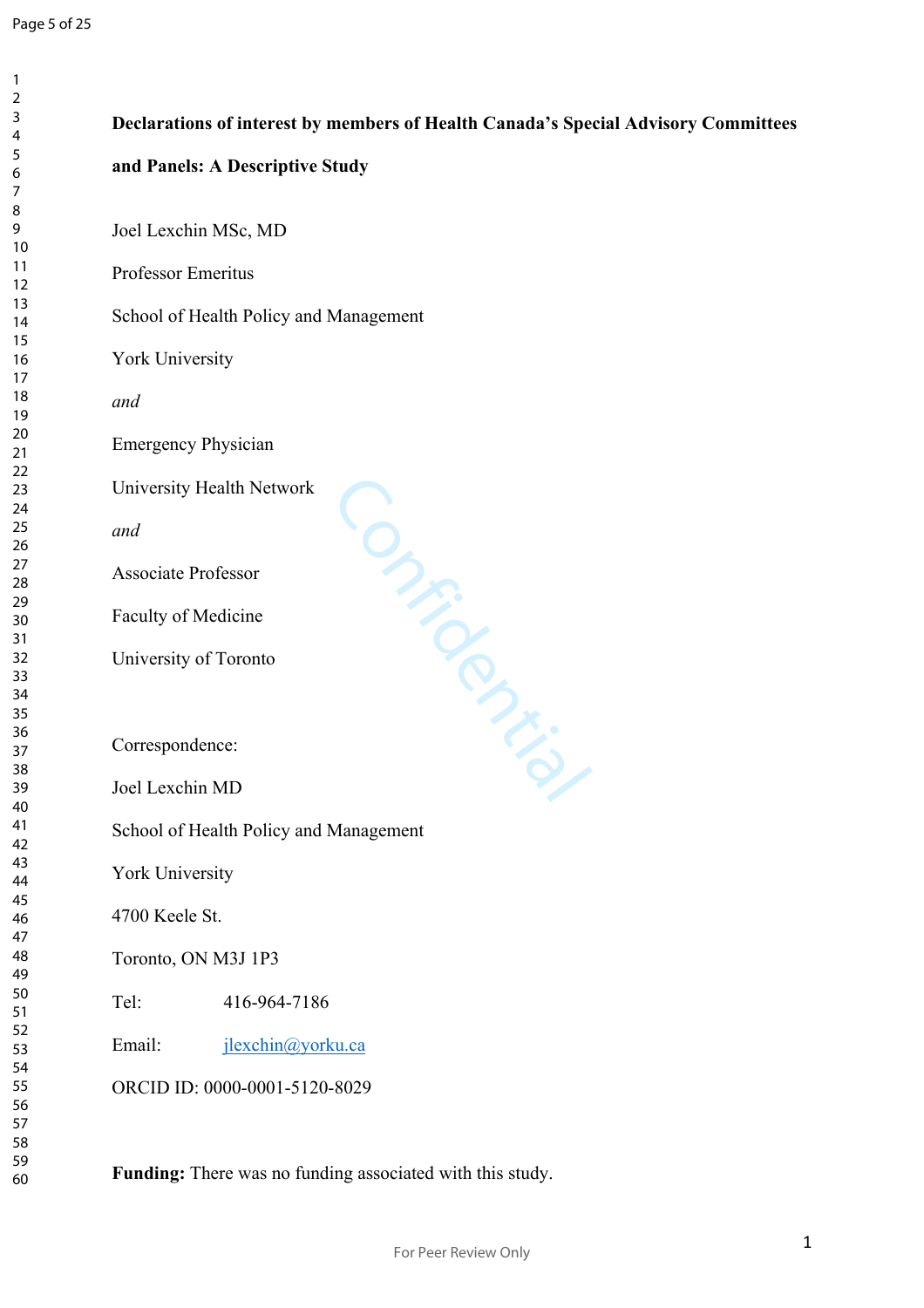**Declarations of interest by members of Health Canada's Special Advisory Committees and Panels: A Descriptive Study**

Joel Lexchin MSc, MD

Professor Emeritus

School of Health Policy and Management

York University

*and*

Emergency Physician

University Health Network

*and*

Associate Professor

Faculty of Medicine

University of Toronto

Correspondence:

Joel Lexchin MD

School of Health Policy and Management

York University

4700 Keele St.

Toronto, ON M3J 1P3

Tel: 416-964-7186

Email: jlexchin@yorku.ca

ORCID ID: 0000-0001-5120-8029

**Funding:** There was no funding associated with this study.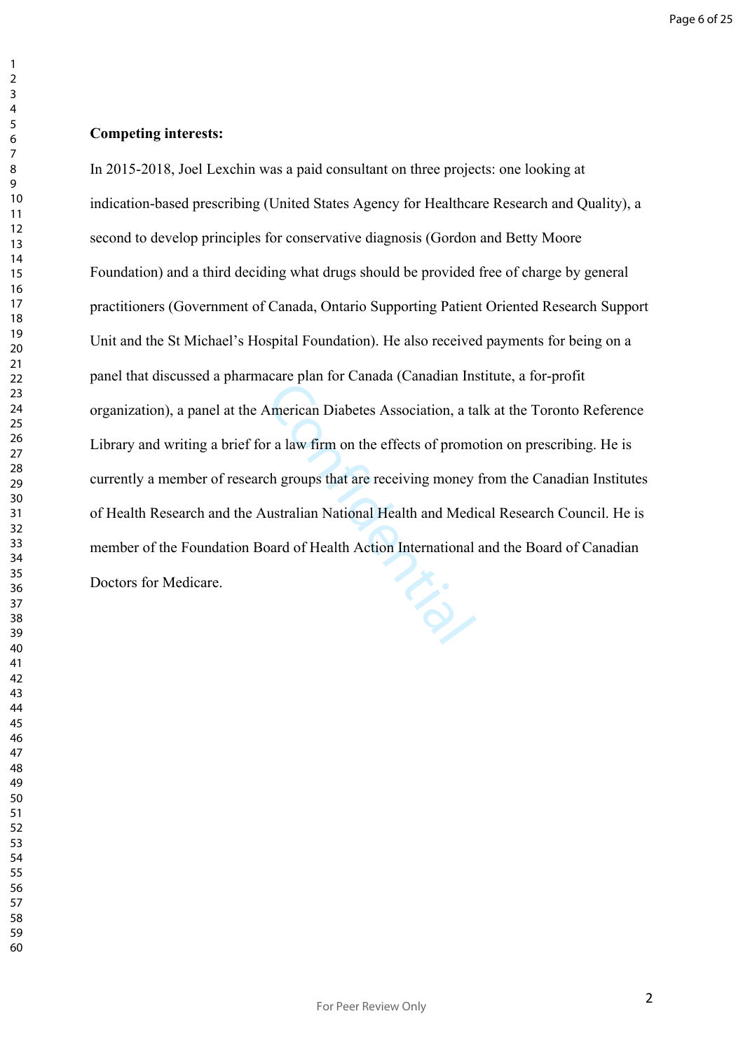**Competing interests:**

In 2015-2018, Joel Lexchin was a paid consultant on three projects: one looking at indication-based prescribing (United States Agency for Healthcare Research and Quality), a second to develop principles for conservative diagnosis (Gordon and Betty Moore Foundation) and a third deciding what drugs should be provided free of charge by general practitioners (Government of Canada, Ontario Supporting Patient Oriented Research Support Unit and the St Michael's Hospital Foundation). He also received payments for being on a panel that discussed a pharmacare plan for Canada (Canadian Institute, a for-profit organization), a panel at the American Diabetes Association, a talk at the Toronto Reference Library and writing a brief for a law firm on the effects of promotion on prescribing. He is currently a member of research groups that are receiving money from the Canadian Institutes of Health Research and the Australian National Health and Medical Research Council. He is member of the Foundation Board of Health Action International and the Board of Canadian Doctors for Medicare.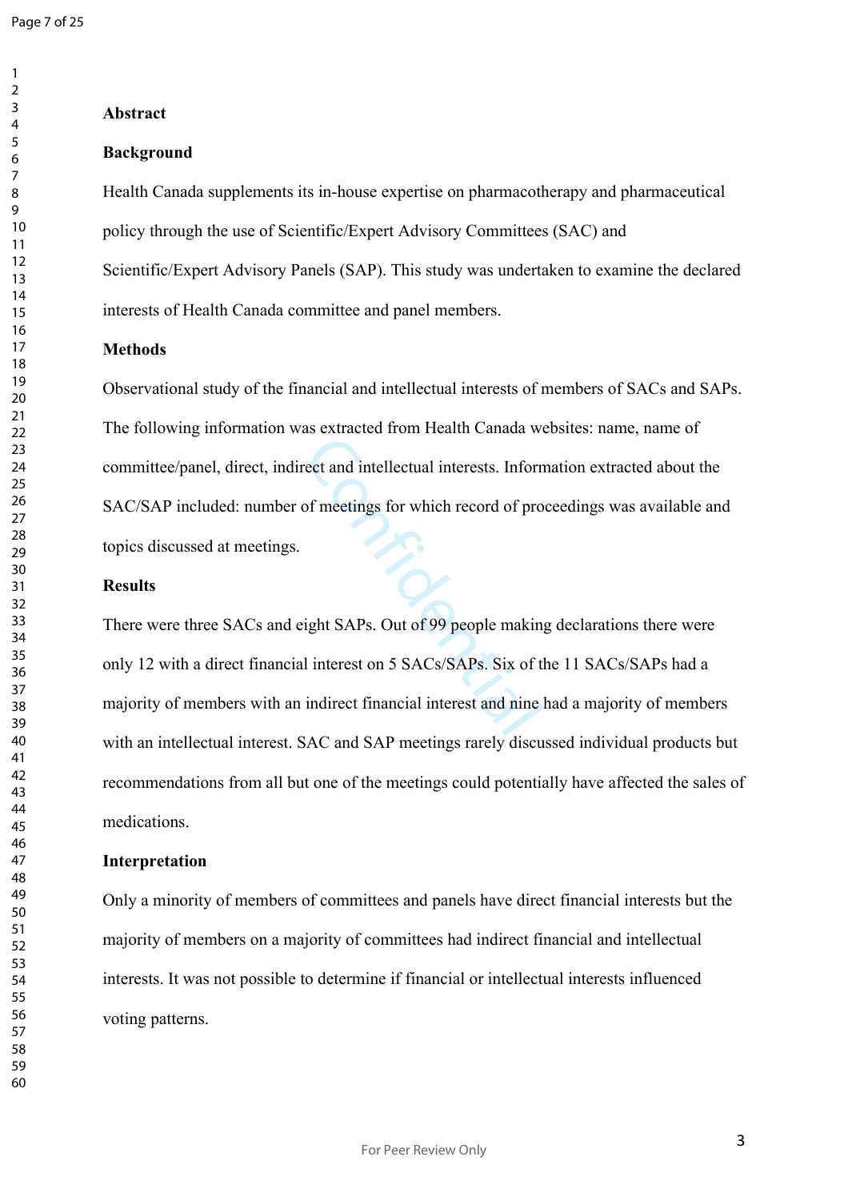## Abstract

### Background

Health Canada supplements its in-house expertise on pharmacotherapy and pharmaceutical policy through the use of Scientific/Expert Advisory Committees (SAC) and Scientific/Expert Advisory Panels (SAP). This study was undertaken to examine the declared interests of Health Canada committee and panel members.

### Methods

Observational study of the financial and intellectual interests of members of SACs and SAPs. The following information was extracted from Health Canada websites: name, name of committee/panel, direct, indirect and intellectual interests. Information extracted about the SAC/SAP included: number of meetings for which record of proceedings was available and topics discussed at meetings.

### Results

There were three SACs and eight SAPs. Out of 99 people making declarations there were only 12 with a direct financial interest on 5 SACs/SAPs. Six of the 11 SACs/SAPs had a majority of members with an indirect financial interest and nine had a majority of members with an intellectual interest. SAC and SAP meetings rarely discussed individual products but recommendations from all but one of the meetings could potentially have affected the sales of medications.

### Interpretation

Only a minority of members of committees and panels have direct financial interests but the majority of members on a majority of committees had indirect financial and intellectual interests. It was not possible to determine if financial or intellectual interests influenced voting patterns.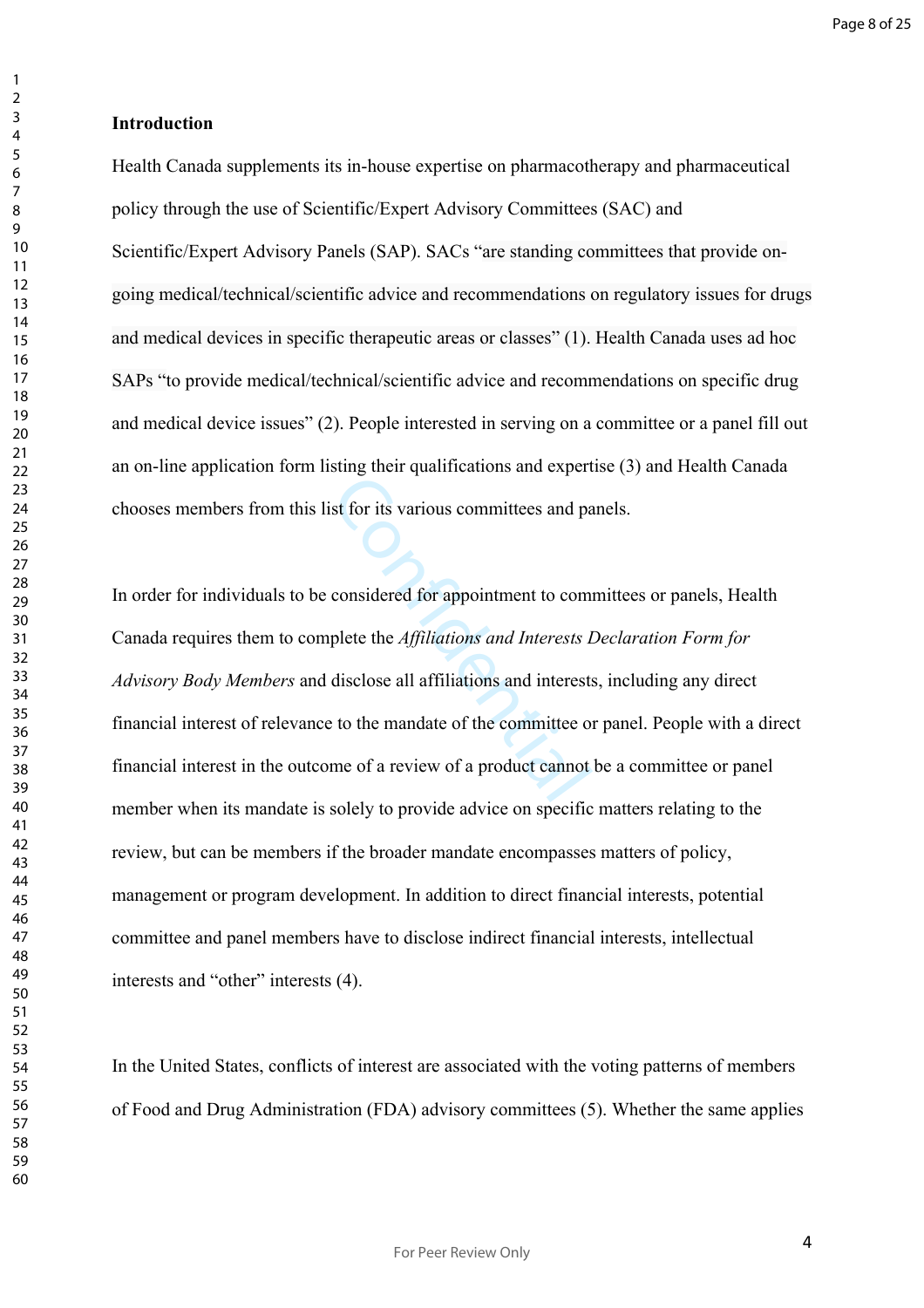## Introduction

Health Canada supplements its in-house expertise on pharmacotherapy and pharmaceutical policy through the use of Scientific/Expert Advisory Committees (SAC) and Scientific/Expert Advisory Panels (SAP). SACs "are standing committees that provide on-going medical/technical/scientific advice and recommendations on regulatory issues for drugs and medical devices in specific therapeutic areas or classes" (1). Health Canada uses ad hoc SAPs "to provide medical/technical/scientific advice and recommendations on specific drug and medical device issues" (2). People interested in serving on a committee or a panel fill out an on-line application form listing their qualifications and expertise (3) and Health Canada chooses members from this list for its various committees and panels.

In order for individuals to be considered for appointment to committees or panels, Health Canada requires them to complete the *Affiliations and Interests Declaration Form for Advisory Body Members* and disclose all affiliations and interests, including any direct financial interest of relevance to the mandate of the committee or panel. People with a direct financial interest in the outcome of a review of a product cannot be a committee or panel member when its mandate is solely to provide advice on specific matters relating to the review, but can be members if the broader mandate encompasses matters of policy, management or program development. In addition to direct financial interests, potential committee and panel members have to disclose indirect financial interests, intellectual interests and "other" interests (4).

In the United States, conflicts of interest are associated with the voting patterns of members of Food and Drug Administration (FDA) advisory committees (5). Whether the same applies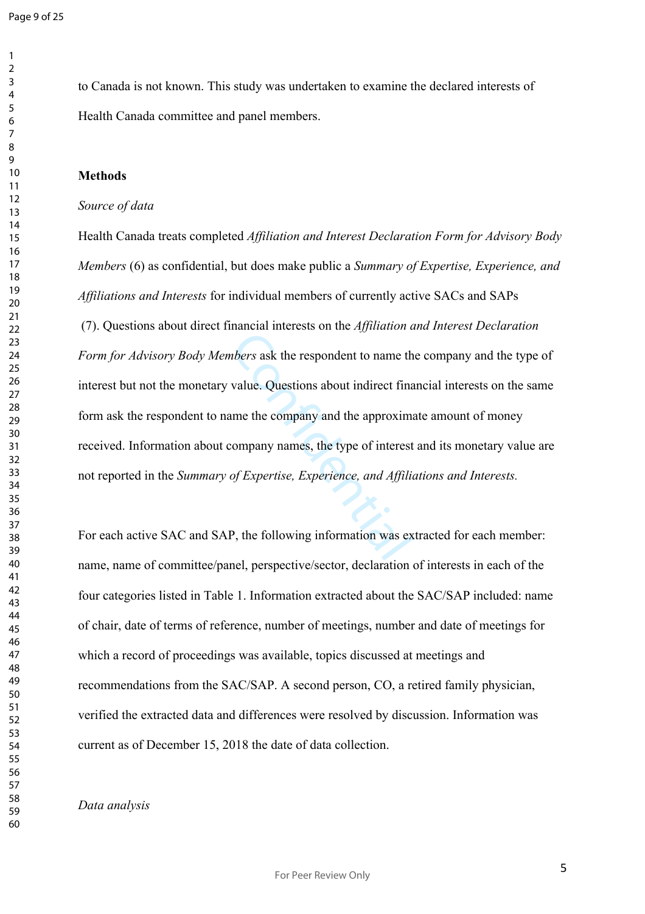to Canada is not known. This study was undertaken to examine the declared interests of Health Canada committee and panel members.

## Methods

*Source of data*

Health Canada treats completed *Affiliation and Interest Declaration Form for Advisory Body Members* (6) as confidential, but does make public a *Summary of Expertise, Experience, and Affiliations and Interests* for individual members of currently active SACs and SAPs (7). Questions about direct financial interests on the *Affiliation and Interest Declaration Form for Advisory Body Members* ask the respondent to name the company and the type of interest but not the monetary value. Questions about indirect financial interests on the same form ask the respondent to name the company and the approximate amount of money received. Information about company names, the type of interest and its monetary value are not reported in the *Summary of Expertise, Experience, and Affiliations and Interests.*

For each active SAC and SAP, the following information was extracted for each member: name, name of committee/panel, perspective/sector, declaration of interests in each of the four categories listed in Table 1. Information extracted about the SAC/SAP included: name of chair, date of terms of reference, number of meetings, number and date of meetings for which a record of proceedings was available, topics discussed at meetings and recommendations from the SAC/SAP. A second person, CO, a retired family physician, verified the extracted data and differences were resolved by discussion. Information was current as of December 15, 2018 the date of data collection.

*Data analysis*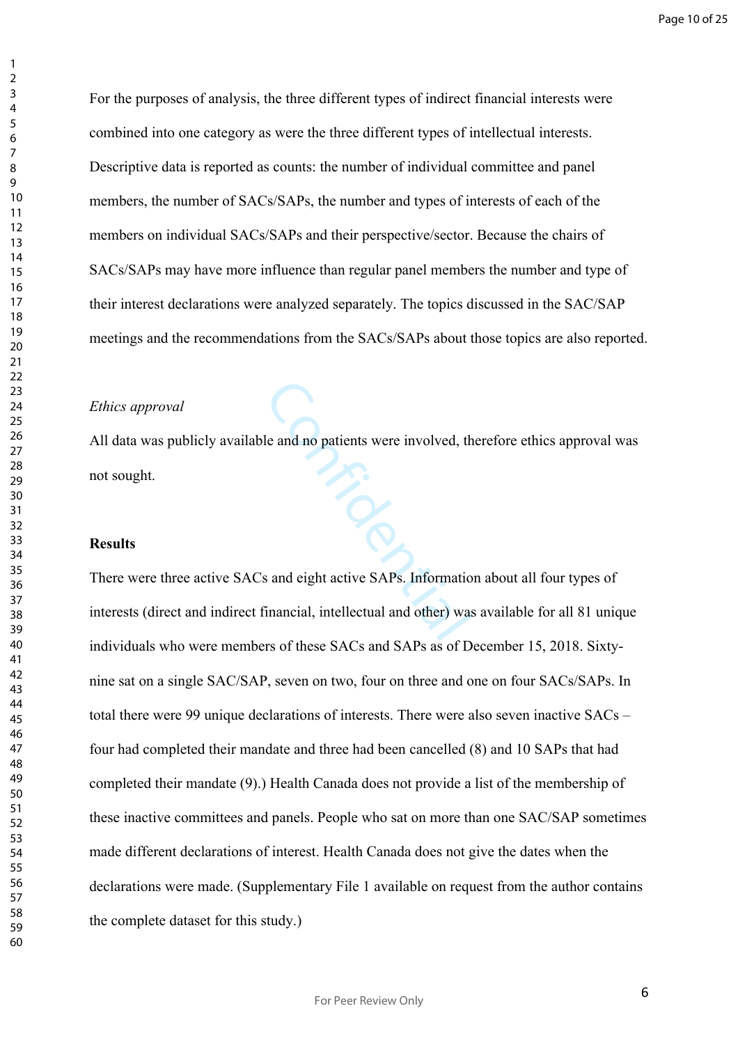For the purposes of analysis, the three different types of indirect financial interests were combined into one category as were the three different types of intellectual interests. Descriptive data is reported as counts: the number of individual committee and panel members, the number of SACs/SAPs, the number and types of interests of each of the members on individual SACs/SAPs and their perspective/sector. Because the chairs of SACs/SAPs may have more influence than regular panel members the number and type of their interest declarations were analyzed separately. The topics discussed in the SAC/SAP meetings and the recommendations from the SACs/SAPs about those topics are also reported.

*Ethics approval*

All data was publicly available and no patients were involved, therefore ethics approval was not sought.

**Results**

There were three active SACs and eight active SAPs. Information about all four types of interests (direct and indirect financial, intellectual and other) was available for all 81 unique individuals who were members of these SACs and SAPs as of December 15, 2018. Sixty-nine sat on a single SAC/SAP, seven on two, four on three and one on four SACs/SAPs. In total there were 99 unique declarations of interests. There were also seven inactive SACs – four had completed their mandate and three had been cancelled (8) and 10 SAPs that had completed their mandate (9).) Health Canada does not provide a list of the membership of these inactive committees and panels. People who sat on more than one SAC/SAP sometimes made different declarations of interest. Health Canada does not give the dates when the declarations were made. (Supplementary File 1 available on request from the author contains the complete dataset for this study.)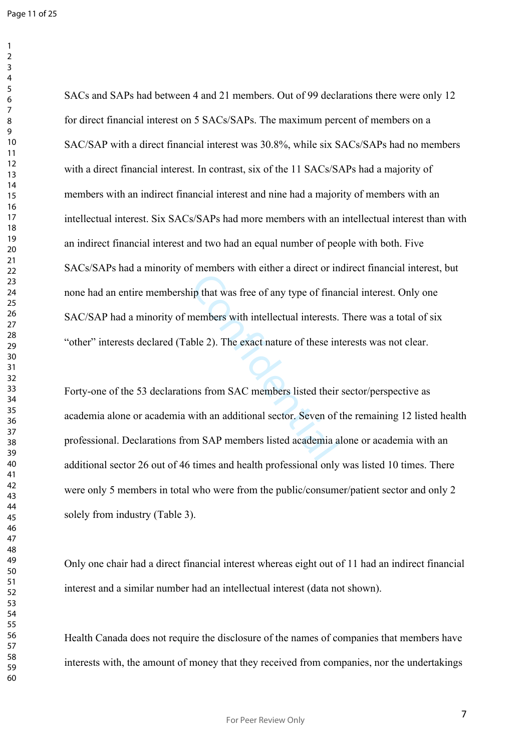SACs and SAPs had between 4 and 21 members. Out of 99 declarations there were only 12 for direct financial interest on 5 SACs/SAPs. The maximum percent of members on a SAC/SAP with a direct financial interest was 30.8%, while six SACs/SAPs had no members with a direct financial interest. In contrast, six of the 11 SACs/SAPs had a majority of members with an indirect financial interest and nine had a majority of members with an intellectual interest. Six SACs/SAPs had more members with an intellectual interest than with an indirect financial interest and two had an equal number of people with both. Five SACs/SAPs had a minority of members with either a direct or indirect financial interest, but none had an entire membership that was free of any type of financial interest. Only one SAC/SAP had a minority of members with intellectual interests. There was a total of six "other" interests declared (Table 2). The exact nature of these interests was not clear.

Forty-one of the 53 declarations from SAC members listed their sector/perspective as academia alone or academia with an additional sector. Seven of the remaining 12 listed health professional. Declarations from SAP members listed academia alone or academia with an additional sector 26 out of 46 times and health professional only was listed 10 times. There were only 5 members in total who were from the public/consumer/patient sector and only 2 solely from industry (Table 3).

Only one chair had a direct financial interest whereas eight out of 11 had an indirect financial interest and a similar number had an intellectual interest (data not shown).

Health Canada does not require the disclosure of the names of companies that members have interests with, the amount of money that they received from companies, nor the undertakings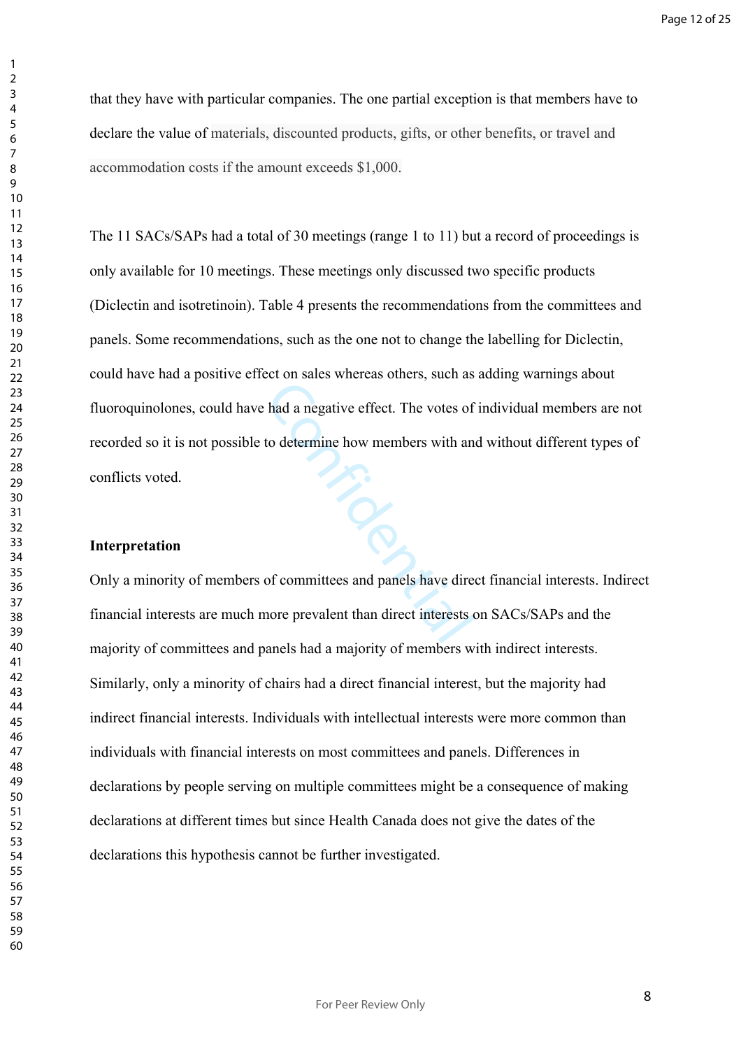that they have with particular companies. The one partial exception is that members have to declare the value of materials, discounted products, gifts, or other benefits, or travel and accommodation costs if the amount exceeds $1,000.

The 11 SACs/SAPs had a total of 30 meetings (range 1 to 11) but a record of proceedings is only available for 10 meetings. These meetings only discussed two specific products (Diclectin and isotretinoin). Table 4 presents the recommendations from the committees and panels. Some recommendations, such as the one not to change the labelling for Diclectin, could have had a positive effect on sales whereas others, such as adding warnings about fluoroquinolones, could have had a negative effect. The votes of individual members are not recorded so it is not possible to determine how members with and without different types of conflicts voted.

**Interpretation**

Only a minority of members of committees and panels have direct financial interests. Indirect financial interests are much more prevalent than direct interests on SACs/SAPs and the majority of committees and panels had a majority of members with indirect interests. Similarly, only a minority of chairs had a direct financial interest, but the majority had indirect financial interests. Individuals with intellectual interests were more common than individuals with financial interests on most committees and panels. Differences in declarations by people serving on multiple committees might be a consequence of making declarations at different times but since Health Canada does not give the dates of the declarations this hypothesis cannot be further investigated.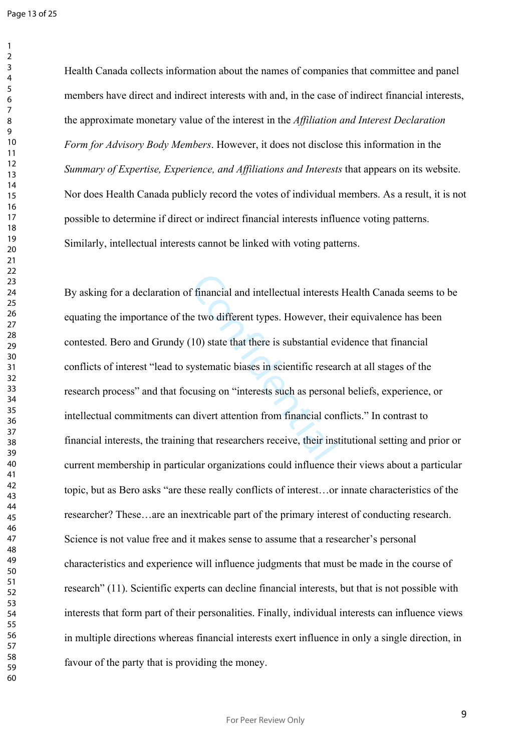Health Canada collects information about the names of companies that committee and panel members have direct and indirect interests with and, in the case of indirect financial interests, the approximate monetary value of the interest in the *Affiliation and Interest Declaration Form for Advisory Body Members*. However, it does not disclose this information in the *Summary of Expertise, Experience, and Affiliations and Interests* that appears on its website. Nor does Health Canada publicly record the votes of individual members. As a result, it is not possible to determine if direct or indirect financial interests influence voting patterns. Similarly, intellectual interests cannot be linked with voting patterns.

By asking for a declaration of financial and intellectual interests Health Canada seems to be equating the importance of the two different types. However, their equivalence has been contested. Bero and Grundy (10) state that there is substantial evidence that financial conflicts of interest "lead to systematic biases in scientific research at all stages of the research process" and that focusing on "interests such as personal beliefs, experience, or intellectual commitments can divert attention from financial conflicts." In contrast to financial interests, the training that researchers receive, their institutional setting and prior or current membership in particular organizations could influence their views about a particular topic, but as Bero asks "are these really conflicts of interest…or innate characteristics of the researcher? These…are an inextricable part of the primary interest of conducting research. Science is not value free and it makes sense to assume that a researcher's personal characteristics and experience will influence judgments that must be made in the course of research" (11). Scientific experts can decline financial interests, but that is not possible with interests that form part of their personalities. Finally, individual interests can influence views in multiple directions whereas financial interests exert influence in only a single direction, in favour of the party that is providing the money.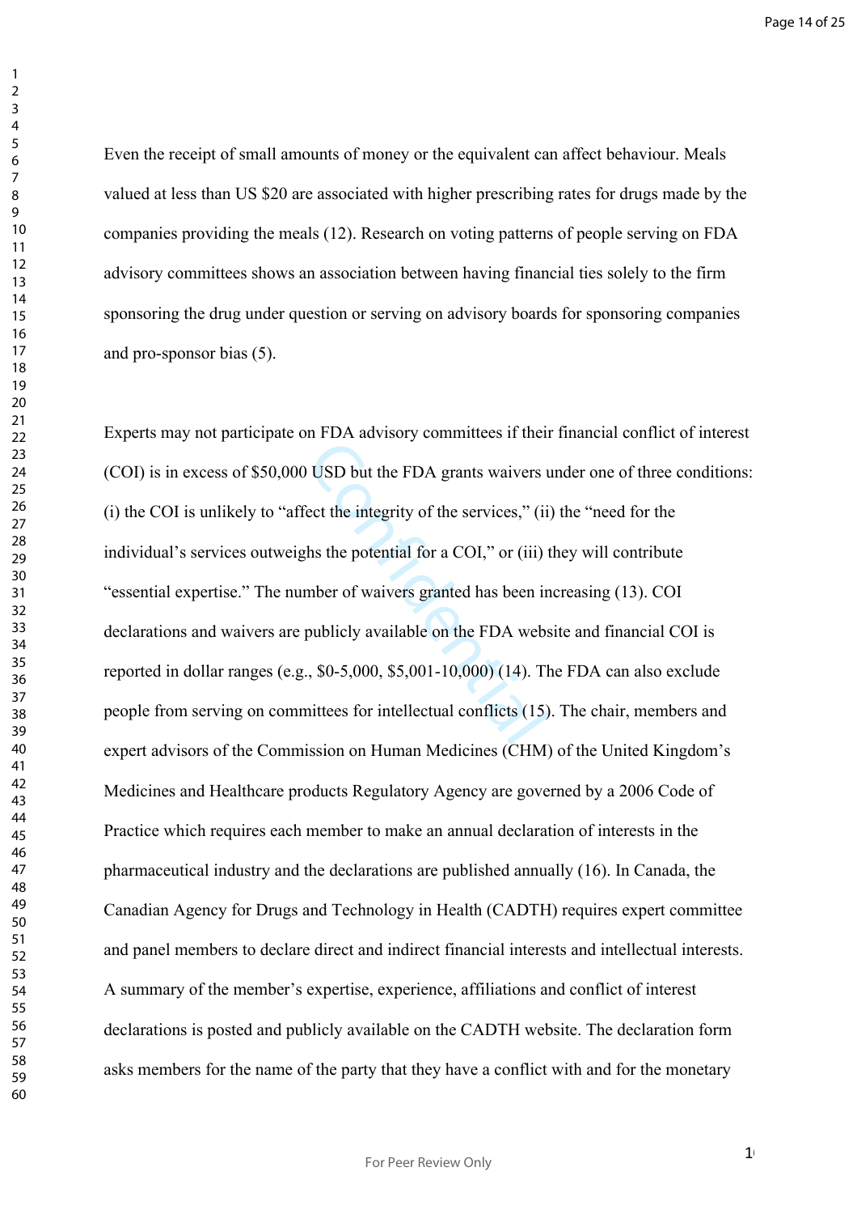Even the receipt of small amounts of money or the equivalent can affect behaviour. Meals valued at less than US $20 are associated with higher prescribing rates for drugs made by the companies providing the meals (12). Research on voting patterns of people serving on FDA advisory committees shows an association between having financial ties solely to the firm sponsoring the drug under question or serving on advisory boards for sponsoring companies and pro-sponsor bias (5).

Experts may not participate on FDA advisory committees if their financial conflict of interest (COI) is in excess of $50,000 USD but the FDA grants waivers under one of three conditions: (i) the COI is unlikely to "affect the integrity of the services," (ii) the "need for the individual's services outweighs the potential for a COI," or (iii) they will contribute "essential expertise." The number of waivers granted has been increasing (13). COI declarations and waivers are publicly available on the FDA website and financial COI is reported in dollar ranges (e.g., $0-5,000, $5,001-10,000) (14). The FDA can also exclude people from serving on committees for intellectual conflicts (15). The chair, members and expert advisors of the Commission on Human Medicines (CHM) of the United Kingdom's Medicines and Healthcare products Regulatory Agency are governed by a 2006 Code of Practice which requires each member to make an annual declaration of interests in the pharmaceutical industry and the declarations are published annually (16). In Canada, the Canadian Agency for Drugs and Technology in Health (CADTH) requires expert committee and panel members to declare direct and indirect financial interests and intellectual interests. A summary of the member's expertise, experience, affiliations and conflict of interest declarations is posted and publicly available on the CADTH website. The declaration form asks members for the name of the party that they have a conflict with and for the monetary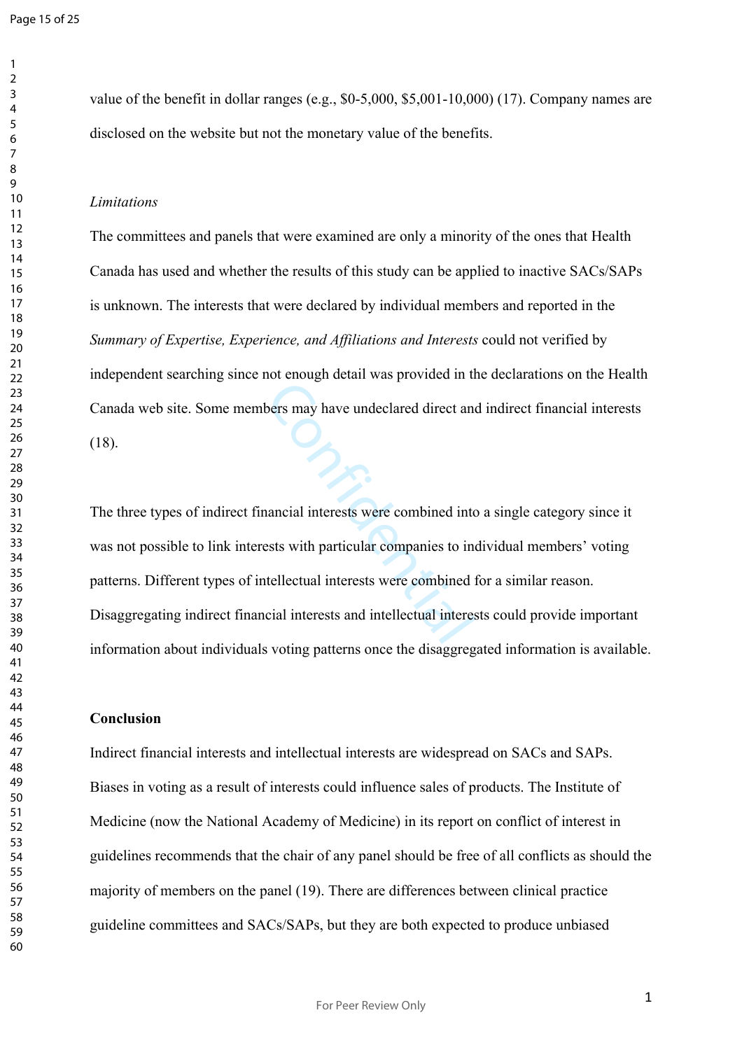value of the benefit in dollar ranges (e.g., $0-5,000, $5,001-10,000) (17). Company names are disclosed on the website but not the monetary value of the benefits.

*Limitations*

The committees and panels that were examined are only a minority of the ones that Health Canada has used and whether the results of this study can be applied to inactive SACs/SAPs is unknown. The interests that were declared by individual members and reported in the *Summary of Expertise, Experience, and Affiliations and Interests* could not verified by independent searching since not enough detail was provided in the declarations on the Health Canada web site. Some members may have undeclared direct and indirect financial interests (18).

The three types of indirect financial interests were combined into a single category since it was not possible to link interests with particular companies to individual members' voting patterns. Different types of intellectual interests were combined for a similar reason. Disaggregating indirect financial interests and intellectual interests could provide important information about individuals voting patterns once the disaggregated information is available.

**Conclusion**

Indirect financial interests and intellectual interests are widespread on SACs and SAPs. Biases in voting as a result of interests could influence sales of products. The Institute of Medicine (now the National Academy of Medicine) in its report on conflict of interest in guidelines recommends that the chair of any panel should be free of all conflicts as should the majority of members on the panel (19). There are differences between clinical practice guideline committees and SACs/SAPs, but they are both expected to produce unbiased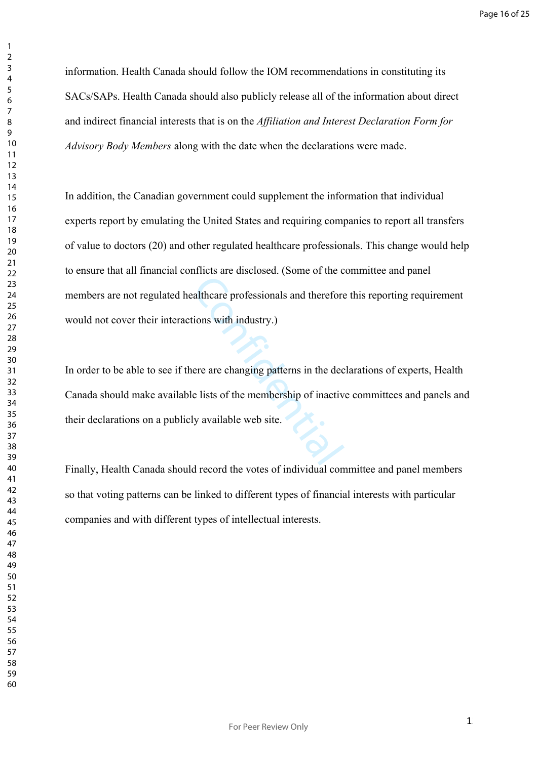information. Health Canada should follow the IOM recommendations in constituting its SACs/SAPs. Health Canada should also publicly release all of the information about direct and indirect financial interests that is on the *Affiliation and Interest Declaration Form for Advisory Body Members* along with the date when the declarations were made.

In addition, the Canadian government could supplement the information that individual experts report by emulating the United States and requiring companies to report all transfers of value to doctors (20) and other regulated healthcare professionals. This change would help to ensure that all financial conflicts are disclosed. (Some of the committee and panel members are not regulated healthcare professionals and therefore this reporting requirement would not cover their interactions with industry.)

In order to be able to see if there are changing patterns in the declarations of experts, Health Canada should make available lists of the membership of inactive committees and panels and their declarations on a publicly available web site.

Finally, Health Canada should record the votes of individual committee and panel members so that voting patterns can be linked to different types of financial interests with particular companies and with different types of intellectual interests.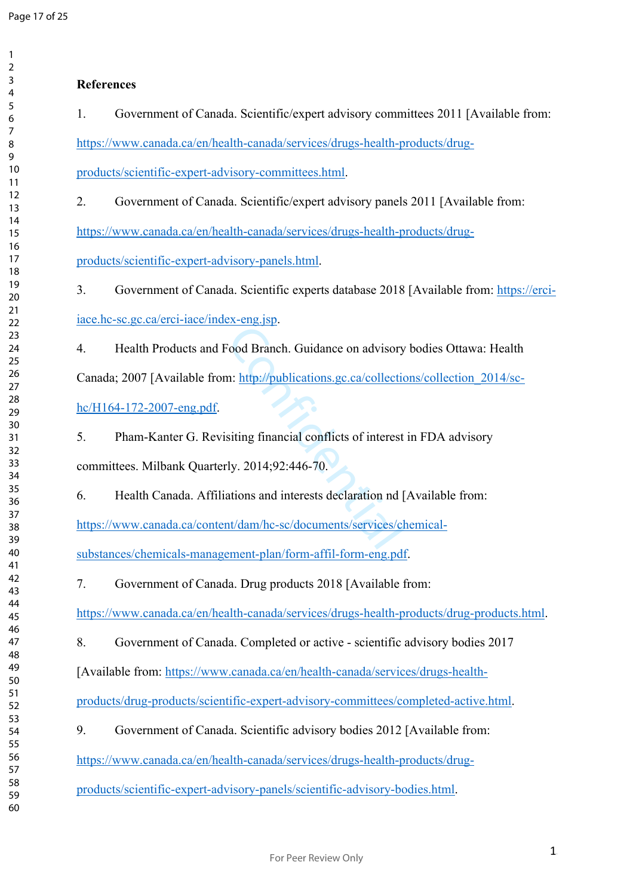**References**

1. Government of Canada. Scientific/expert advisory committees 2011 [Available from: https://www.canada.ca/en/health-canada/services/drugs-health-products/drug-products/scientific-expert-advisory-committees.html.

2. Government of Canada. Scientific/expert advisory panels 2011 [Available from: https://www.canada.ca/en/health-canada/services/drugs-health-products/drug-products/scientific-expert-advisory-panels.html.

3. Government of Canada. Scientific experts database 2018 [Available from: https://erci-iace.hc-sc.gc.ca/erci-iace/index-eng.jsp.

4. Health Products and Food Branch. Guidance on advisory bodies Ottawa: Health Canada; 2007 [Available from: http://publications.gc.ca/collections/collection_2014/sc-hc/H164-172-2007-eng.pdf.

5. Pham-Kanter G. Revisiting financial conflicts of interest in FDA advisory committees. Milbank Quarterly. 2014;92:446-70.

6. Health Canada. Affiliations and interests declaration nd [Available from: https://www.canada.ca/content/dam/hc-sc/documents/services/chemical-substances/chemicals-management-plan/form-affil-form-eng.pdf.

7. Government of Canada. Drug products 2018 [Available from: https://www.canada.ca/en/health-canada/services/drugs-health-products/drug-products.html.

8. Government of Canada. Completed or active - scientific advisory bodies 2017 [Available from: https://www.canada.ca/en/health-canada/services/drugs-health-products/drug-products/scientific-expert-advisory-committees/completed-active.html.

9. Government of Canada. Scientific advisory bodies 2012 [Available from: https://www.canada.ca/en/health-canada/services/drugs-health-products/drug-products/scientific-expert-advisory-panels/scientific-advisory-bodies.html.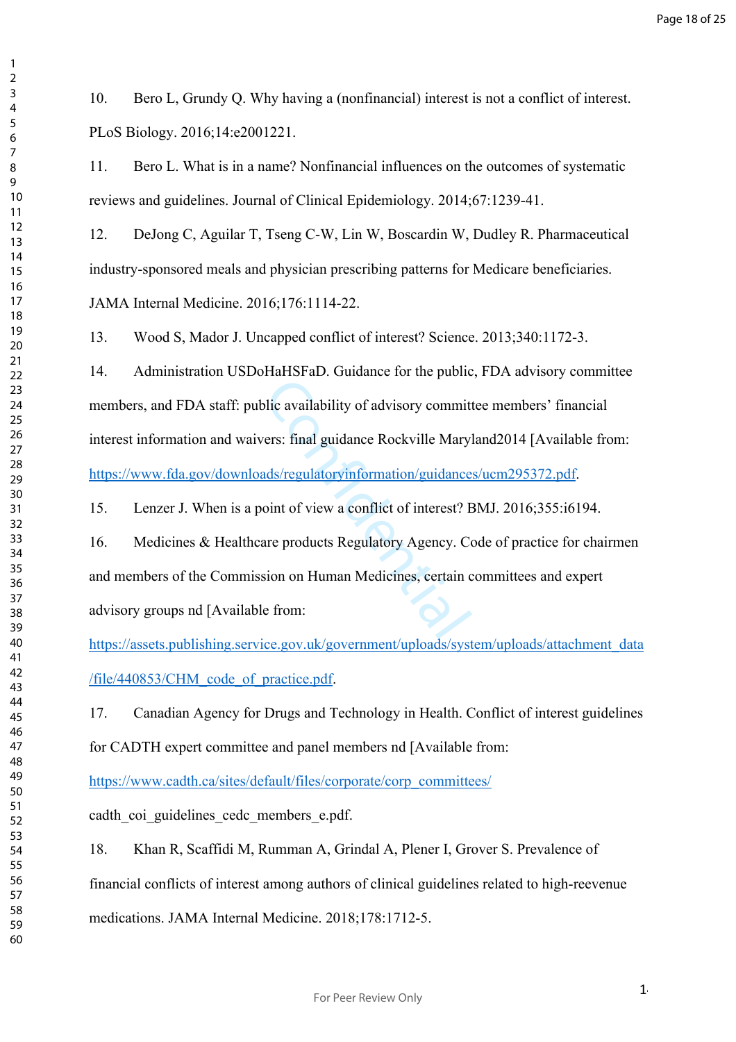10. Bero L, Grundy Q. Why having a (nonfinancial) interest is not a conflict of interest. PLoS Biology. 2016;14:e2001221.

11. Bero L. What is in a name? Nonfinancial influences on the outcomes of systematic reviews and guidelines. Journal of Clinical Epidemiology. 2014;67:1239-41.

12. DeJong C, Aguilar T, Tseng C-W, Lin W, Boscardin W, Dudley R. Pharmaceutical industry-sponsored meals and physician prescribing patterns for Medicare beneficiaries. JAMA Internal Medicine. 2016;176:1114-22.

13. Wood S, Mador J. Uncapped conflict of interest? Science. 2013;340:1172-3.

14. Administration USDoHaHSFaD. Guidance for the public, FDA advisory committee members, and FDA staff: public availability of advisory committee members' financial interest information and waivers: final guidance Rockville Maryland2014 [Available from: https://www.fda.gov/downloads/regulatoryinformation/guidances/ucm295372.pdf.

15. Lenzer J. When is a point of view a conflict of interest? BMJ. 2016;355:i6194.

16. Medicines & Healthcare products Regulatory Agency. Code of practice for chairmen and members of the Commission on Human Medicines, certain committees and expert advisory groups nd [Available from: https://assets.publishing.service.gov.uk/government/uploads/system/uploads/attachment_data/file/440853/CHM_code_of_practice.pdf.

17. Canadian Agency for Drugs and Technology in Health. Conflict of interest guidelines for CADTH expert committee and panel members nd [Available from: https://www.cadth.ca/sites/default/files/corporate/corp_committees/cadth_coi_guidelines_cedc_members_e.pdf.

18. Khan R, Scaffidi M, Rumman A, Grindal A, Plener I, Grover S. Prevalence of financial conflicts of interest among authors of clinical guidelines related to high-reevenue medications. JAMA Internal Medicine. 2018;178:1712-5.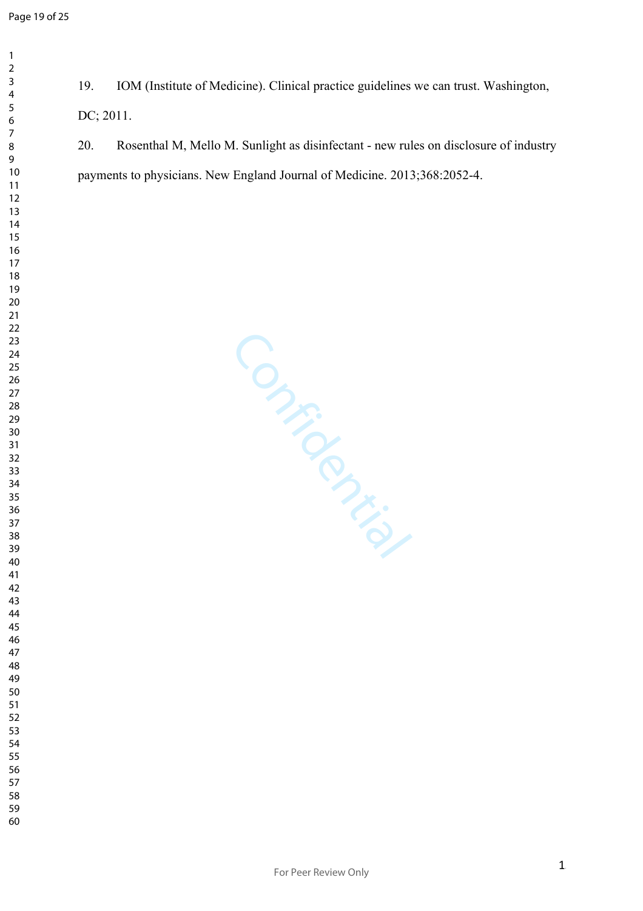19. IOM (Institute of Medicine). Clinical practice guidelines we can trust. Washington, DC; 2011.

20. Rosenthal M, Mello M. Sunlight as disinfectant - new rules on disclosure of industry payments to physicians. New England Journal of Medicine. 2013;368:2052-4.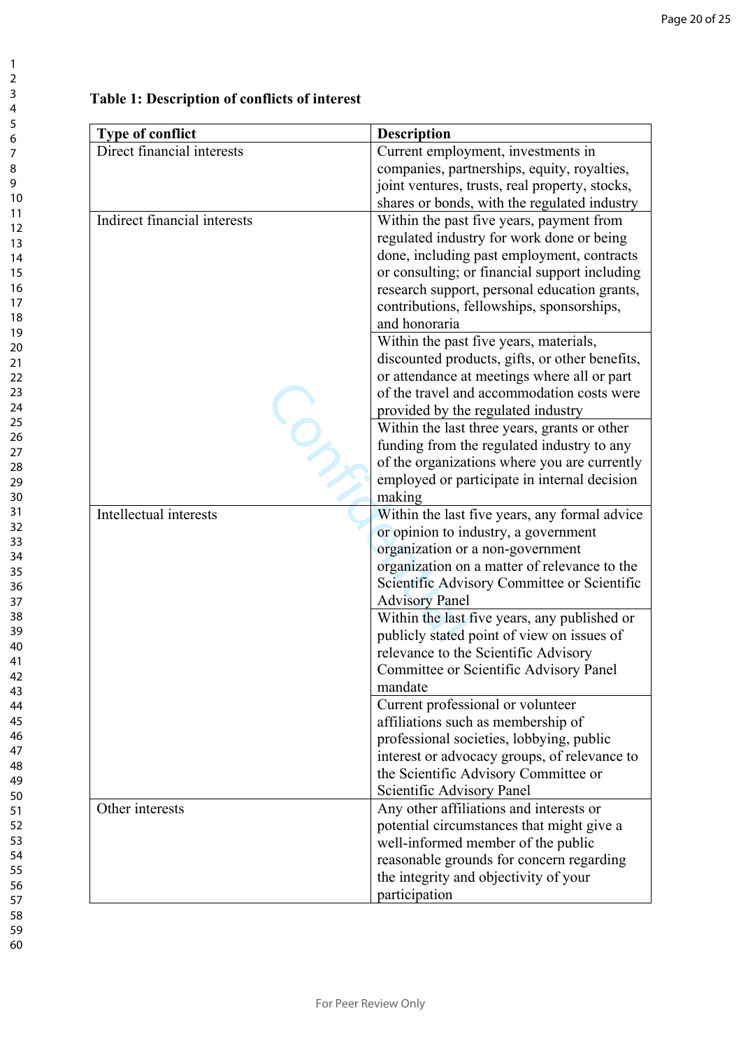**Table 1: Description of conflicts of interest**

| Type of conflict | Description |
|---|---|
| Direct financial interests | Current employment, investments in companies, partnerships, equity, royalties, joint ventures, trusts, real property, stocks, shares or bonds, with the regulated industry |
| Indirect financial interests | Within the past five years, payment from regulated industry for work done or being done, including past employment, contracts or consulting; or financial support including research support, personal education grants, contributions, fellowships, sponsorships, and honoraria |
| | Within the past five years, materials, discounted products, gifts, or other benefits, or attendance at meetings where all or part of the travel and accommodation costs were provided by the regulated industry |
| | Within the last three years, grants or other funding from the regulated industry to any of the organizations where you are currently employed or participate in internal decision making |
| Intellectual interests | Within the last five years, any formal advice or opinion to industry, a government organization or a non-government organization on a matter of relevance to the Scientific Advisory Committee or Scientific Advisory Panel |
| | Within the last five years, any published or publicly stated point of view on issues of relevance to the Scientific Advisory Committee or Scientific Advisory Panel mandate |
| | Current professional or volunteer affiliations such as membership of professional societies, lobbying, public interest or advocacy groups, of relevance to the Scientific Advisory Committee or Scientific Advisory Panel |
| Other interests | Any other affiliations and interests or potential circumstances that might give a well-informed member of the public reasonable grounds for concern regarding the integrity and objectivity of your participation |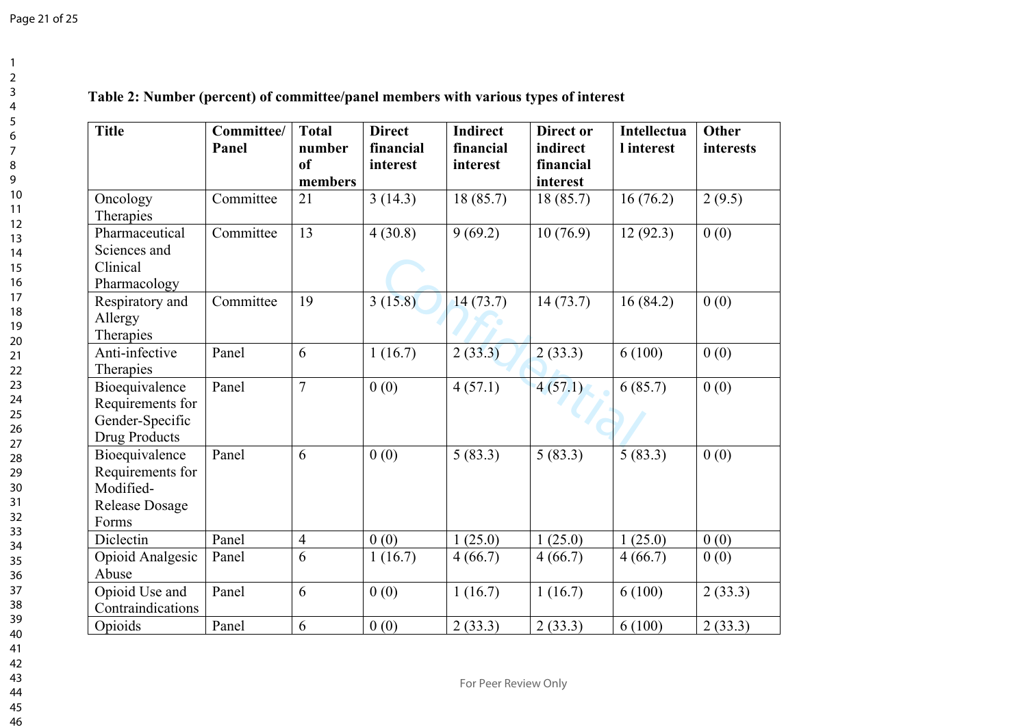**Table 2: Number (percent) of committee/panel members with various types of interest**

| Title | Committee/ Panel | Total number of members | Direct financial interest | Indirect financial interest | Direct or indirect financial interest | Intellectual interest | Other interests |
|---|---|---|---|---|---|---|---|
| Oncology Therapies | Committee | 21 | 3 (14.3) | 18 (85.7) | 18 (85.7) | 16 (76.2) | 2 (9.5) |
| Pharmaceutical Sciences and Clinical Pharmacology | Committee | 13 | 4 (30.8) | 9 (69.2) | 10 (76.9) | 12 (92.3) | 0 (0) |
| Respiratory and Allergy Therapies | Committee | 19 | 3 (15.8) | 14 (73.7) | 14 (73.7) | 16 (84.2) | 0 (0) |
| Anti-infective Therapies | Panel | 6 | 1 (16.7) | 2 (33.3) | 2 (33.3) | 6 (100) | 0 (0) |
| Bioequivalence Requirements for Gender-Specific Drug Products | Panel | 7 | 0 (0) | 4 (57.1) | 4 (57.1) | 6 (85.7) | 0 (0) |
| Bioequivalence Requirements for Modified-Release Dosage Forms | Panel | 6 | 0 (0) | 5 (83.3) | 5 (83.3) | 5 (83.3) | 0 (0) |
| Diclectin | Panel | 4 | 0 (0) | 1 (25.0) | 1 (25.0) | 1 (25.0) | 0 (0) |
| Opioid Analgesic Abuse | Panel | 6 | 1 (16.7) | 4 (66.7) | 4 (66.7) | 4 (66.7) | 0 (0) |
| Opioid Use and Contraindications | Panel | 6 | 0 (0) | 1 (16.7) | 1 (16.7) | 6 (100) | 2 (33.3) |
| Opioids | Panel | 6 | 0 (0) | 2 (33.3) | 2 (33.3) | 6 (100) | 2 (33.3) |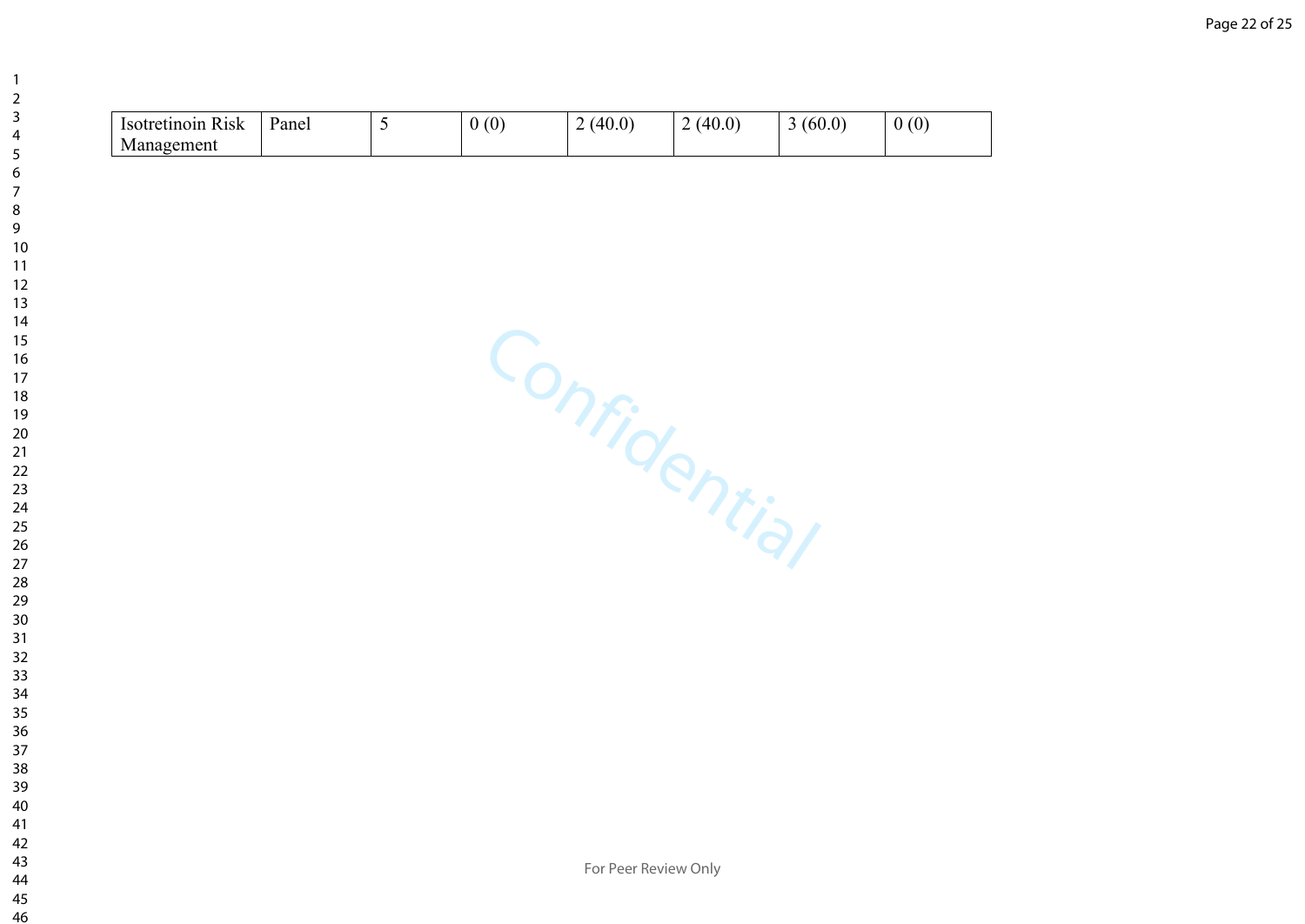| Isotretinoin Risk Management | Panel | 5 | 0 (0) | 2 (40.0) | 2 (40.0) | 3 (60.0) | 0 (0) |
|---|---|---|---|---|---|---|---|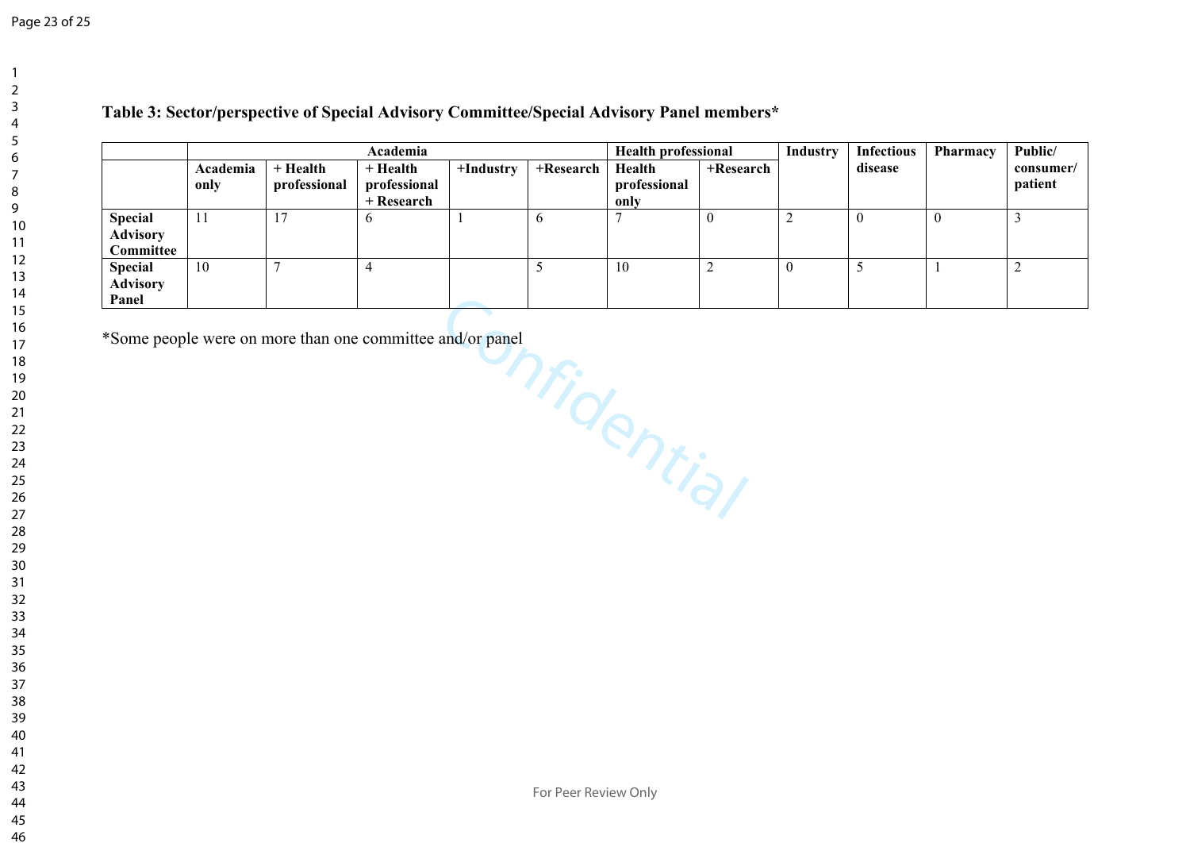**Table 3: Sector/perspective of Special Advisory Committee/Special Advisory Panel members***

| | Academia | | | | | Health professional | | Industry | Infectious disease | Pharmacy | Public/ consumer/ patient |
|---|---|---|---|---|---|---|---|---|---|---|---|
| | Academia only | + Health professional | + Health professional + Research | +Industry | +Research | Health professional only | +Research | | | | |
| **Special Advisory Committee** | 11 | 17 | 6 | 1 | 6 | 7 | 0 | 2 | 0 | 0 | 3 |
| **Special Advisory Panel** | 10 | 7 | 4 | | 5 | 10 | 2 | 0 | 5 | 1 | 2 |

*Some people were on more than one committee and/or panel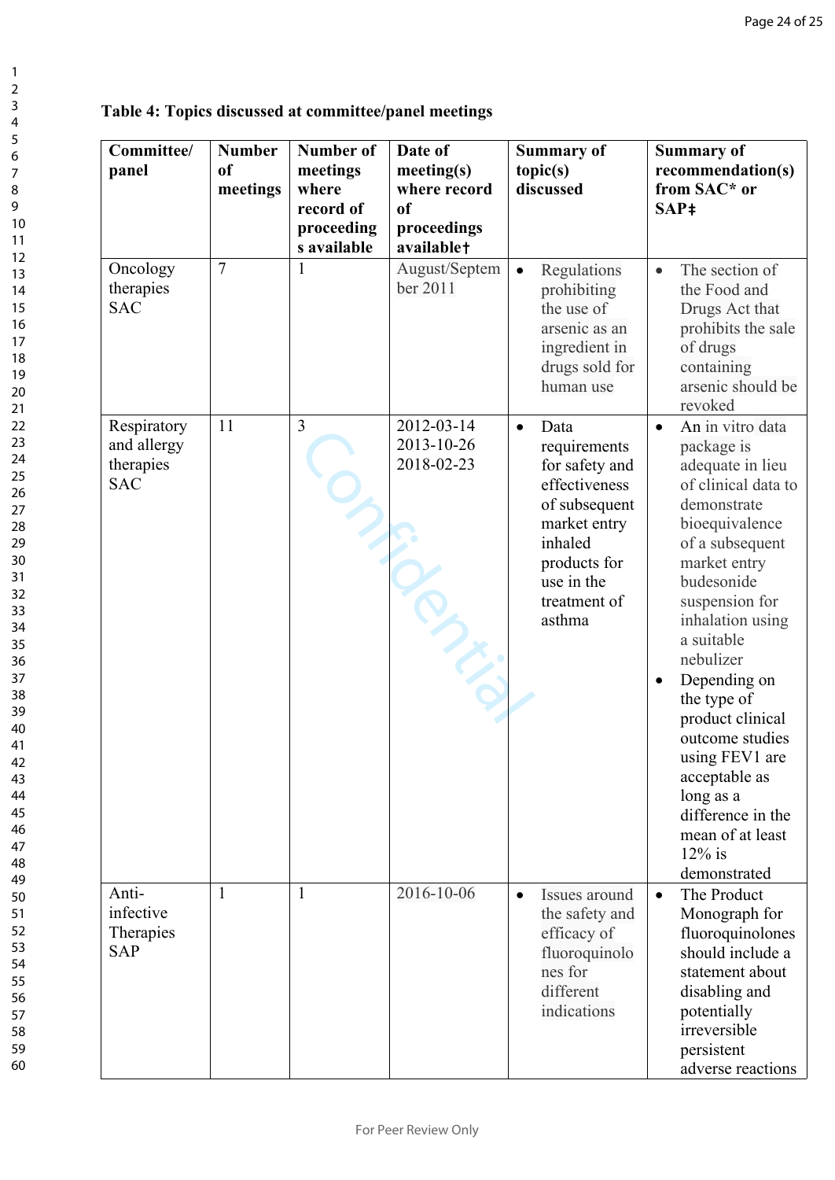**Table 4: Topics discussed at committee/panel meetings**

| Committee/ panel | Number of meetings | Number of meetings where record of proceedings available | Date of meeting(s) where record of proceedings available† | Summary of topic(s) discussed | Summary of recommendation(s) from SAC* or SAP‡ |
|---|---|---|---|---|---|
| Oncology therapies SAC | 7 | 1 | August/September 2011 | • Regulations prohibiting the use of arsenic as an ingredient in drugs sold for human use | • The section of the Food and Drugs Act that prohibits the sale of drugs containing arsenic should be revoked |
| Respiratory and allergy therapies SAC | 11 | 3 | 2012-03-14<br>2013-10-26<br>2018-02-23 | • Data requirements for safety and effectiveness of subsequent market entry inhaled products for use in the treatment of asthma | • An in vitro data package is adequate in lieu of clinical data to demonstrate bioequivalence of a subsequent market entry budesonide suspension for inhalation using a suitable nebulizer<br>• Depending on the type of product clinical outcome studies using FEV1 are acceptable as long as a difference in the mean of at least 12% is demonstrated |
| Anti-infective Therapies SAP | 1 | 1 | 2016-10-06 | • Issues around the safety and efficacy of fluoroquinolones for different indications | • The Product Monograph for fluoroquinolones should include a statement about disabling and potentially irreversible persistent adverse reactions |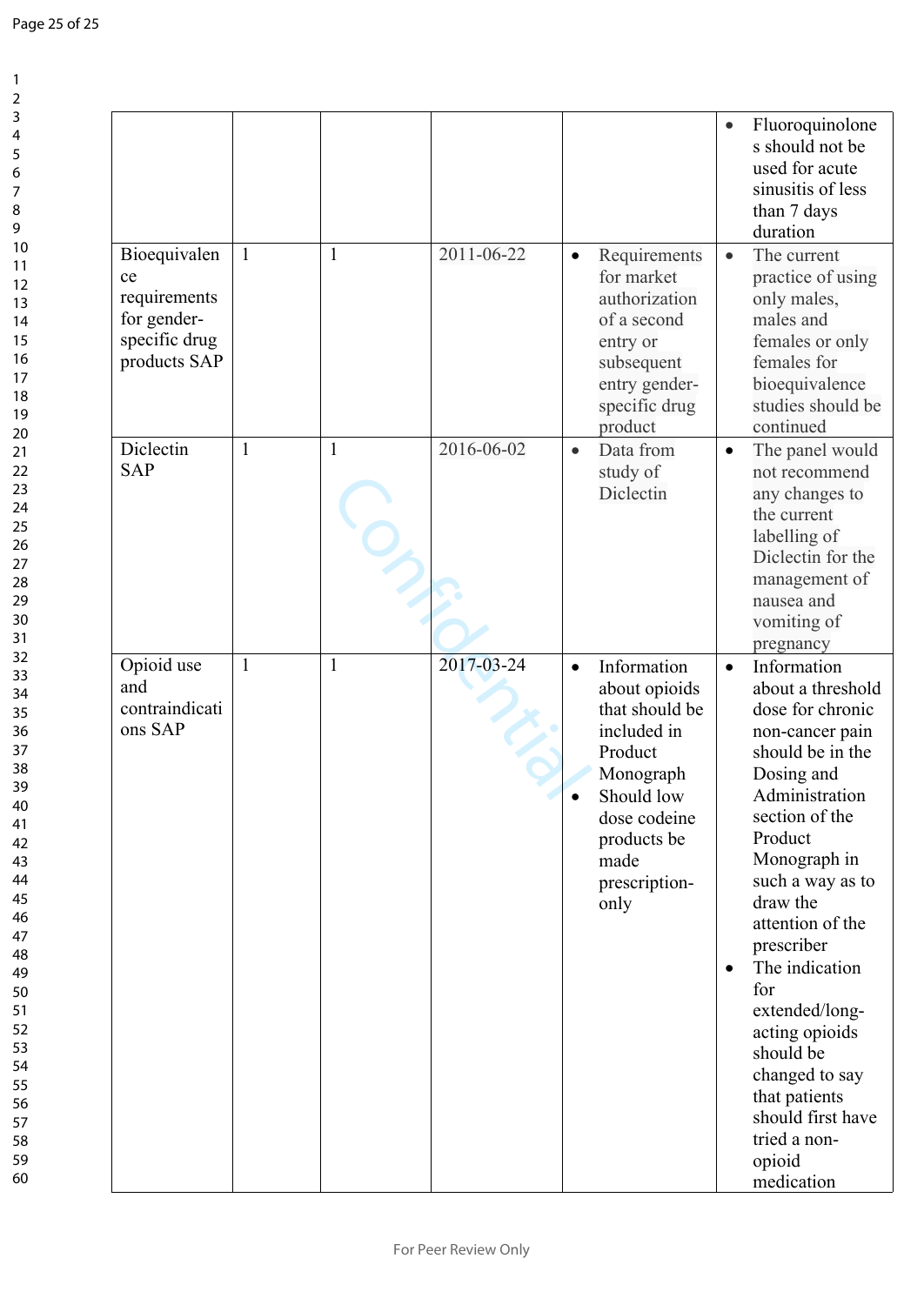| | | | | | |
|---|---|---|---|---|---|
| | | | | | • Fluoroquinolones should not be used for acute sinusitis of less than 7 days duration |
| Bioequivalence requirements for gender-specific drug products SAP | 1 | 1 | 2011-06-22 | • Requirements for market authorization of a second entry or subsequent entry gender-specific drug product | • The current practice of using only males, males and females or only females for bioequivalence studies should be continued |
| Diclectin SAP | 1 | 1 | 2016-06-02 | • Data from study of Diclectin | • The panel would not recommend any changes to the current labelling of Diclectin for the management of nausea and vomiting of pregnancy |
| Opioid use and contraindications SAP | 1 | 1 | 2017-03-24 | • Information about opioids that should be included in Product Monograph<br>• Should low dose codeine products be made prescription-only | • Information about a threshold dose for chronic non-cancer pain should be in the Dosing and Administration section of the Product Monograph in such a way as to draw the attention of the prescriber<br>• The indication for extended/long-acting opioids should be changed to say that patients should first have tried a non-opioid medication |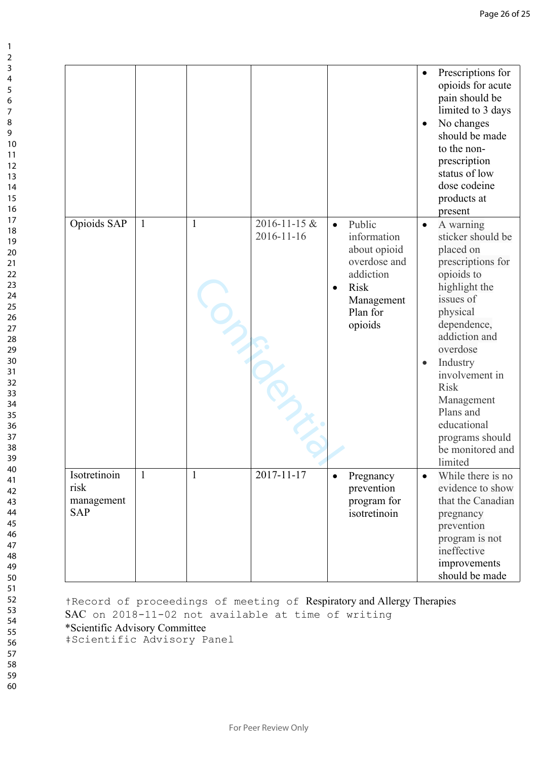| | | | | | |
|---|---|---|---|---|---|
| | | | | | • Prescriptions for opioids for acute pain should be limited to 3 days<br>• No changes should be made to the non-prescription status of low dose codeine products at present |
| Opioids SAP | 1 | 1 | 2016-11-15 & 2016-11-16 | • Public information about opioid overdose and addiction<br>• Risk Management Plan for opioids | • A warning sticker should be placed on prescriptions for opioids to highlight the issues of physical dependence, addiction and overdose<br>• Industry involvement in Risk Management Plans and educational programs should be monitored and limited |
| Isotretinoin risk management SAP | 1 | 1 | 2017-11-17 | • Pregnancy prevention program for isotretinoin | • While there is no evidence to show that the Canadian pregnancy prevention program is not ineffective improvements should be made |

†Record of proceedings of meeting of Respiratory and Allergy Therapies SAC on 2018-11-02 not available at time of writing

*Scientific Advisory Committee

‡Scientific Advisory Panel